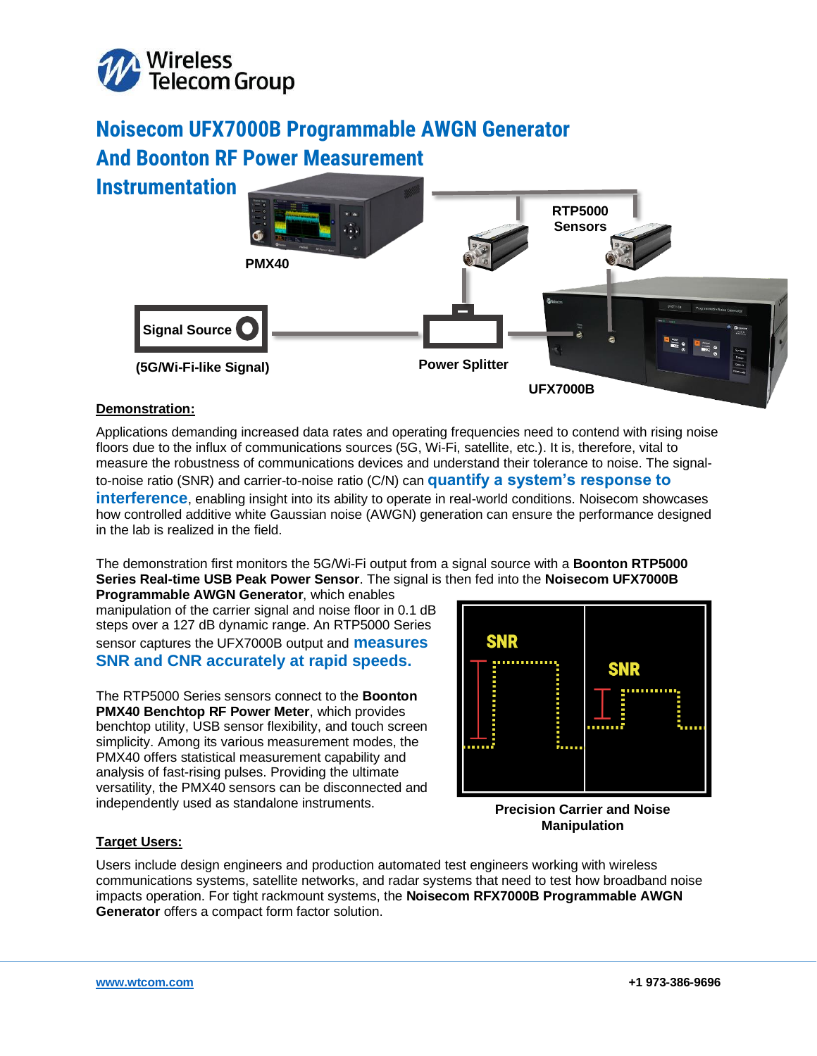Wireless Telecom Group

# Noisecom UFX7000B Programmable AWGN Generator And Boonton RF Power Measurement Instrumentation

PMX40

RTP5000 Sensors

Signal Source

(5G/Wi-Fi-like Signal)

Power Splitter

UFX7000B

## Demonstration:

Applications demanding increased data rates and operating frequencies need to contend with rising noise floors due to the influx of communications sources (5G, Wi-Fi, satellite, etc.). It is, therefore, vital to measure the robustness of communications devices and understand their tolerance to noise. The signal-to-noise ratio (SNR) and carrier-to-noise ratio (C/N) can **quantify a system's response to interference**, enabling insight into its ability to operate in real-world conditions. Noisecom showcases how controlled additive white Gaussian noise (AWGN) generation can ensure the performance designed in the lab is realized in the field.

The demonstration first monitors the 5G/Wi-Fi output from a signal source with a **Boonton RTP5000 Series Real-time USB Peak Power Sensor**. The signal is then fed into the **Noisecom UFX7000B Programmable AWGN Generator**, which enables manipulation of the carrier signal and noise floor in 0.1 dB steps over a 127 dB dynamic range. An RTP5000 Series sensor captures the UFX7000B output and **measures SNR and CNR accurately at rapid speeds.**

The RTP5000 Series sensors connect to the **Boonton PMX40 Benchtop RF Power Meter**, which provides benchtop utility, USB sensor flexibility, and touch screen simplicity. Among its various measurement modes, the PMX40 offers statistical measurement capability and analysis of fast-rising pulses. Providing the ultimate versatility, the PMX40 sensors can be disconnected and independently used as standalone instruments.

SNR SNR

Precision Carrier and Noise Manipulation

## Target Users:

Users include design engineers and production automated test engineers working with wireless communications systems, satellite networks, and radar systems that need to test how broadband noise impacts operation. For tight rackmount systems, the **Noisecom RFX7000B Programmable AWGN Generator** offers a compact form factor solution.

www.wtcom.com +1 973-386-9696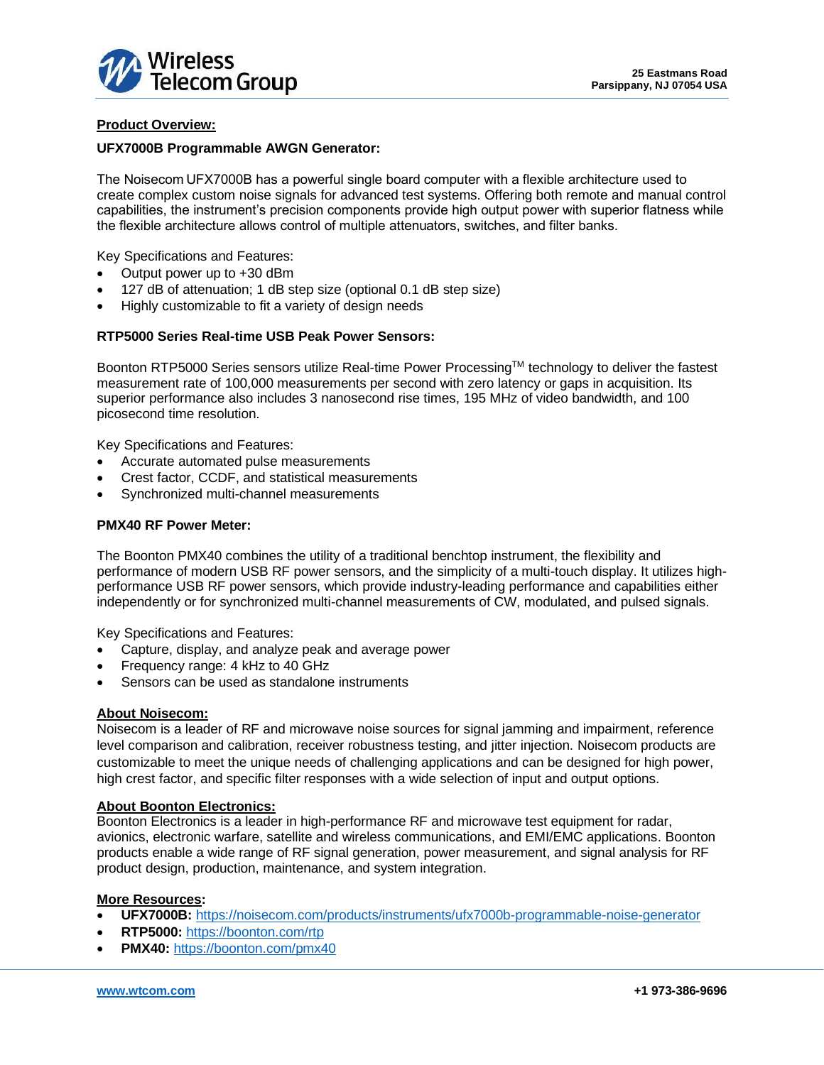## Product Overview:

### UFX7000B Programmable AWGN Generator:

The Noisecom UFX7000B has a powerful single board computer with a flexible architecture used to create complex custom noise signals for advanced test systems. Offering both remote and manual control capabilities, the instrument's precision components provide high output power with superior flatness while the flexible architecture allows control of multiple attenuators, switches, and filter banks.

Key Specifications and Features:

- Output power up to +30 dBm
- 127 dB of attenuation; 1 dB step size (optional 0.1 dB step size)
- Highly customizable to fit a variety of design needs

### RTP5000 Series Real-time USB Peak Power Sensors:

Boonton RTP5000 Series sensors utilize Real-time Power Processing™ technology to deliver the fastest measurement rate of 100,000 measurements per second with zero latency or gaps in acquisition. Its superior performance also includes 3 nanosecond rise times, 195 MHz of video bandwidth, and 100 picosecond time resolution.

Key Specifications and Features:

- Accurate automated pulse measurements
- Crest factor, CCDF, and statistical measurements
- Synchronized multi-channel measurements

### PMX40 RF Power Meter:

The Boonton PMX40 combines the utility of a traditional benchtop instrument, the flexibility and performance of modern USB RF power sensors, and the simplicity of a multi-touch display. It utilizes high-performance USB RF power sensors, which provide industry-leading performance and capabilities either independently or for synchronized multi-channel measurements of CW, modulated, and pulsed signals.

Key Specifications and Features:

- Capture, display, and analyze peak and average power
- Frequency range: 4 kHz to 40 GHz
- Sensors can be used as standalone instruments

## About Noisecom:

Noisecom is a leader of RF and microwave noise sources for signal jamming and impairment, reference level comparison and calibration, receiver robustness testing, and jitter injection. Noisecom products are customizable to meet the unique needs of challenging applications and can be designed for high power, high crest factor, and specific filter responses with a wide selection of input and output options.

## About Boonton Electronics:

Boonton Electronics is a leader in high-performance RF and microwave test equipment for radar, avionics, electronic warfare, satellite and wireless communications, and EMI/EMC applications. Boonton products enable a wide range of RF signal generation, power measurement, and signal analysis for RF product design, production, maintenance, and system integration.

## More Resources:

- **UFX7000B:** https://noisecom.com/products/instruments/ufx7000b-programmable-noise-generator
- **RTP5000:** https://boonton.com/rtp
- **PMX40:** https://boonton.com/pmx40